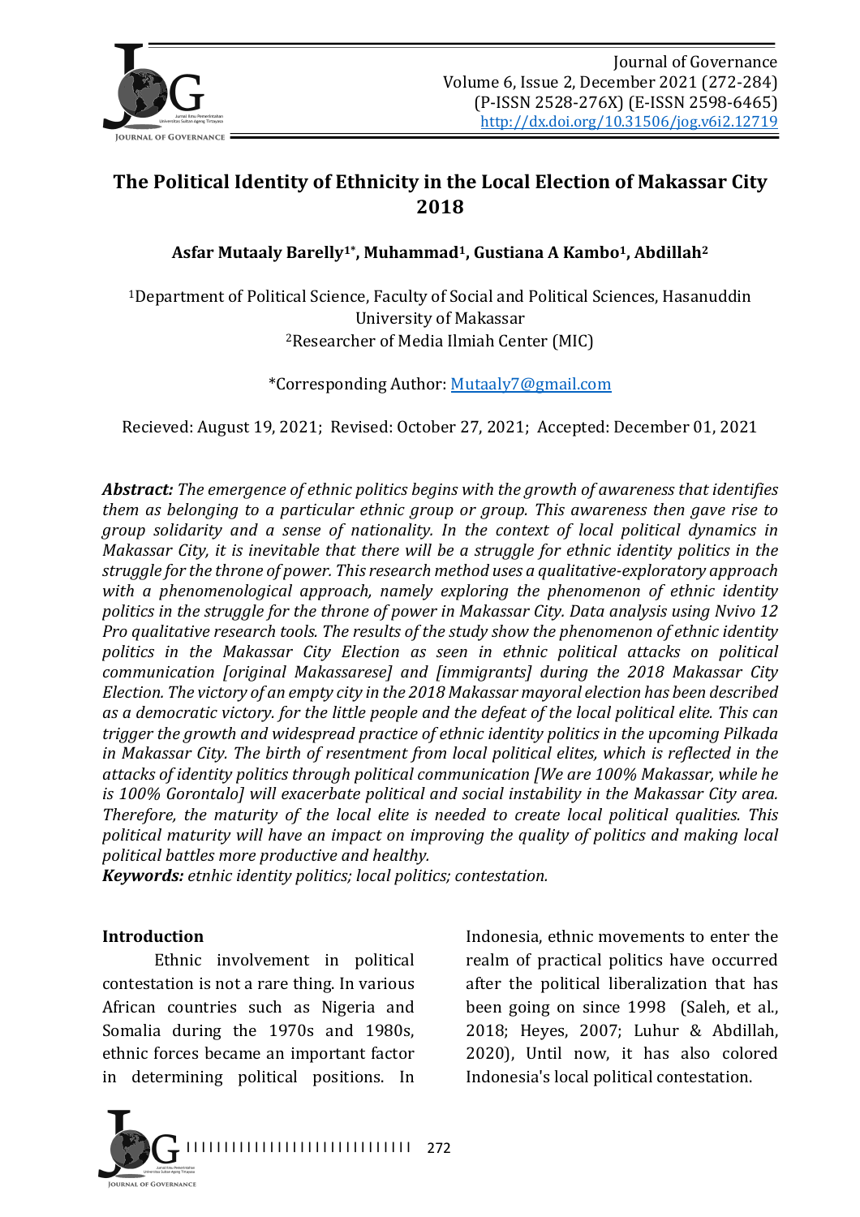# The Political Identity of Ethnicity in the Local Election of Makassar City 2018

**Asfar Mutaaly Barelly[1*], Muhammad[1], Gustiana A Kambo[1], Abdillah[2]**

[1]Department of Political Science, Faculty of Social and Political Sciences, Hasanuddin University of Makassar
[2]Researcher of Media Ilmiah Center (MIC)

*Corresponding Author: Mutaaly7@gmail.com

Recieved: August 19, 2021; Revised: October 27, 2021; Accepted: December 01, 2021

***Abstract:*** *The emergence of ethnic politics begins with the growth of awareness that identifies them as belonging to a particular ethnic group or group. This awareness then gave rise to group solidarity and a sense of nationality. In the context of local political dynamics in Makassar City, it is inevitable that there will be a struggle for ethnic identity politics in the struggle for the throne of power. This research method uses a qualitative-exploratory approach with a phenomenological approach, namely exploring the phenomenon of ethnic identity politics in the struggle for the throne of power in Makassar City. Data analysis using Nvivo 12 Pro qualitative research tools. The results of the study show the phenomenon of ethnic identity politics in the Makassar City Election as seen in ethnic political attacks on political communication [original Makassarese] and [immigrants] during the 2018 Makassar City Election. The victory of an empty city in the 2018 Makassar mayoral election has been described as a democratic victory. for the little people and the defeat of the local political elite. This can trigger the growth and widespread practice of ethnic identity politics in the upcoming Pilkada in Makassar City. The birth of resentment from local political elites, which is reflected in the attacks of identity politics through political communication [We are 100% Makassar, while he is 100% Gorontalo] will exacerbate political and social instability in the Makassar City area. Therefore, the maturity of the local elite is needed to create local political qualities. This political maturity will have an impact on improving the quality of politics and making local political battles more productive and healthy.*

***Keywords:*** *etnhic identity politics; local politics; contestation.*

## Introduction

Ethnic involvement in political contestation is not a rare thing. In various African countries such as Nigeria and Somalia during the 1970s and 1980s, ethnic forces became an important factor in determining political positions. In Indonesia, ethnic movements to enter the realm of practical politics have occurred after the political liberalization that has been going on since 1998 (Saleh, et al., 2018; Heyes, 2007; Luhur & Abdillah, 2020), Until now, it has also colored Indonesia's local political contestation.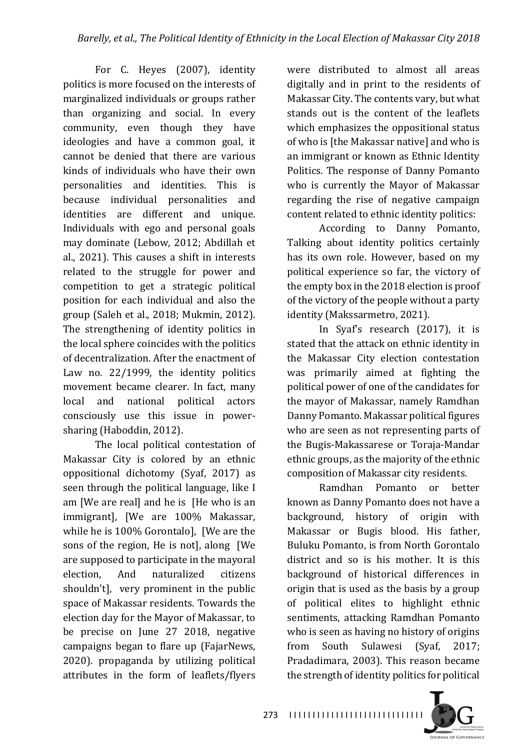For C. Heyes (2007), identity politics is more focused on the interests of marginalized individuals or groups rather than organizing and social. In every community, even though they have ideologies and have a common goal, it cannot be denied that there are various kinds of individuals who have their own personalities and identities. This is because individual personalities and identities are different and unique. Individuals with ego and personal goals may dominate (Lebow, 2012; Abdillah et al., 2021). This causes a shift in interests related to the struggle for power and competition to get a strategic political position for each individual and also the group (Saleh et al., 2018; Mukmin, 2012). The strengthening of identity politics in the local sphere coincides with the politics of decentralization. After the enactment of Law no. 22/1999, the identity politics movement became clearer. In fact, many local and national political actors consciously use this issue in power-sharing (Haboddin, 2012).

The local political contestation of Makassar City is colored by an ethnic oppositional dichotomy (Syaf, 2017) as seen through the political language, like I am [We are real] and he is [He who is an immigrant], [We are 100% Makassar, while he is 100% Gorontalo], [We are the sons of the region, He is not], along [We are supposed to participate in the mayoral election, And naturalized citizens shouldn't], very prominent in the public space of Makassar residents. Towards the election day for the Mayor of Makassar, to be precise on June 27 2018, negative campaigns began to flare up (FajarNews, 2020). propaganda by utilizing political attributes in the form of leaflets/flyers were distributed to almost all areas digitally and in print to the residents of Makassar City. The contents vary, but what stands out is the content of the leaflets which emphasizes the oppositional status of who is [the Makassar native] and who is an immigrant or known as Ethnic Identity Politics. The response of Danny Pomanto who is currently the Mayor of Makassar regarding the rise of negative campaign content related to ethnic identity politics:

According to Danny Pomanto, Talking about identity politics certainly has its own role. However, based on my political experience so far, the victory of the empty box in the 2018 election is proof of the victory of the people without a party identity (Makssarmetro, 2021).

In Syaf's research (2017), it is stated that the attack on ethnic identity in the Makassar City election contestation was primarily aimed at fighting the political power of one of the candidates for the mayor of Makassar, namely Ramdhan Danny Pomanto. Makassar political figures who are seen as not representing parts of the Bugis-Makassarese or Toraja-Mandar ethnic groups, as the majority of the ethnic composition of Makassar city residents.

Ramdhan Pomanto or better known as Danny Pomanto does not have a background, history of origin with Makassar or Bugis blood. His father, Buluku Pomanto, is from North Gorontalo district and so is his mother. It is this background of historical differences in origin that is used as the basis by a group of political elites to highlight ethnic sentiments, attacking Ramdhan Pomanto who is seen as having no history of origins from South Sulawesi (Syaf, 2017; Pradadimara, 2003). This reason became the strength of identity politics for political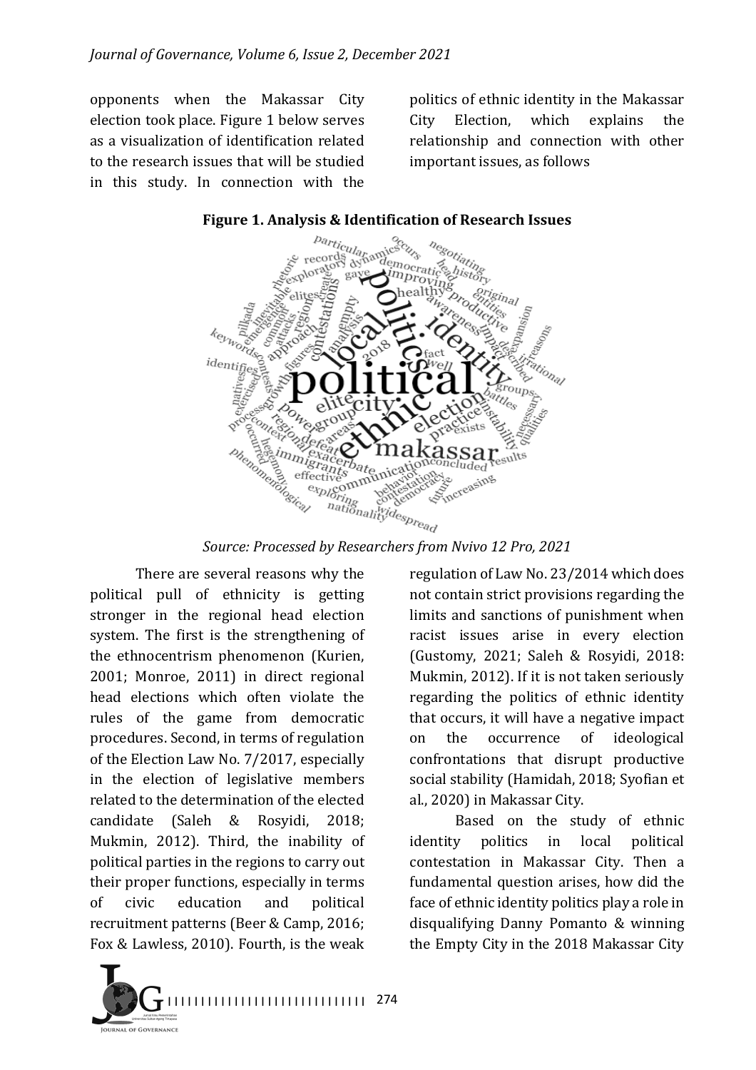opponents when the Makassar City election took place. Figure 1 below serves as a visualization of identification related to the research issues that will be studied in this study. In connection with the politics of ethnic identity in the Makassar City Election, which explains the relationship and connection with other important issues, as follows

**Figure 1. Analysis & Identification of Research Issues**

*Source: Processed by Researchers from Nvivo 12 Pro, 2021*

There are several reasons why the political pull of ethnicity is getting stronger in the regional head election system. The first is the strengthening of the ethnocentrism phenomenon (Kurien, 2001; Monroe, 2011) in direct regional head elections which often violate the rules of the game from democratic procedures. Second, in terms of regulation of the Election Law No. 7/2017, especially in the election of legislative members related to the determination of the elected candidate (Saleh & Rosyidi, 2018; Mukmin, 2012). Third, the inability of political parties in the regions to carry out their proper functions, especially in terms of civic education and political recruitment patterns (Beer & Camp, 2016; Fox & Lawless, 2010). Fourth, is the weak regulation of Law No. 23/2014 which does not contain strict provisions regarding the limits and sanctions of punishment when racist issues arise in every election (Gustomy, 2021; Saleh & Rosyidi, 2018: Mukmin, 2012). If it is not taken seriously regarding the politics of ethnic identity that occurs, it will have a negative impact on the occurrence of ideological confrontations that disrupt productive social stability (Hamidah, 2018; Syofian et al., 2020) in Makassar City.

Based on the study of ethnic identity politics in local political contestation in Makassar City. Then a fundamental question arises, how did the face of ethnic identity politics play a role in disqualifying Danny Pomanto & winning the Empty City in the 2018 Makassar City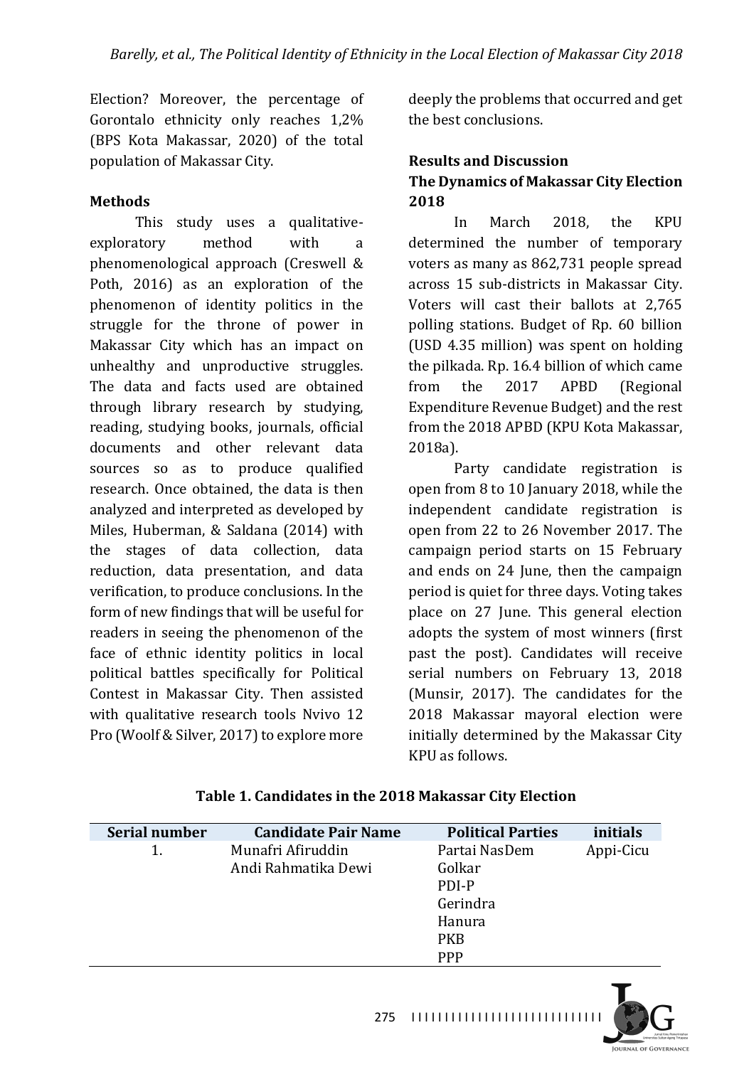Election? Moreover, the percentage of Gorontalo ethnicity only reaches 1,2% (BPS Kota Makassar, 2020) of the total population of Makassar City.

## Methods

This study uses a qualitative-exploratory method with a phenomenological approach (Creswell & Poth, 2016) as an exploration of the phenomenon of identity politics in the struggle for the throne of power in Makassar City which has an impact on unhealthy and unproductive struggles. The data and facts used are obtained through library research by studying, reading, studying books, journals, official documents and other relevant data sources so as to produce qualified research. Once obtained, the data is then analyzed and interpreted as developed by Miles, Huberman, & Saldana (2014) with the stages of data collection, data reduction, data presentation, and data verification, to produce conclusions. In the form of new findings that will be useful for readers in seeing the phenomenon of the face of ethnic identity politics in local political battles specifically for Political Contest in Makassar City. Then assisted with qualitative research tools Nvivo 12 Pro (Woolf & Silver, 2017) to explore more deeply the problems that occurred and get the best conclusions.

## Results and Discussion

### The Dynamics of Makassar City Election 2018

In March 2018, the KPU determined the number of temporary voters as many as 862,731 people spread across 15 sub-districts in Makassar City. Voters will cast their ballots at 2,765 polling stations. Budget of Rp. 60 billion (USD 4.35 million) was spent on holding the pilkada. Rp. 16.4 billion of which came from the 2017 APBD (Regional Expenditure Revenue Budget) and the rest from the 2018 APBD (KPU Kota Makassar, 2018a).

Party candidate registration is open from 8 to 10 January 2018, while the independent candidate registration is open from 22 to 26 November 2017. The campaign period starts on 15 February and ends on 24 June, then the campaign period is quiet for three days. Voting takes place on 27 June. This general election adopts the system of most winners (first past the post). Candidates will receive serial numbers on February 13, 2018 (Munsir, 2017). The candidates for the 2018 Makassar mayoral election were initially determined by the Makassar City KPU as follows.

**Table 1. Candidates in the 2018 Makassar City Election**

| Serial number | Candidate Pair Name | Political Parties | initials |
|---|---|---|---|
| 1. | Munafri Afiruddin<br>Andi Rahmatika Dewi | Partai NasDem<br>Golkar<br>PDI-P<br>Gerindra<br>Hanura<br>PKB<br>PPP | Appi-Cicu |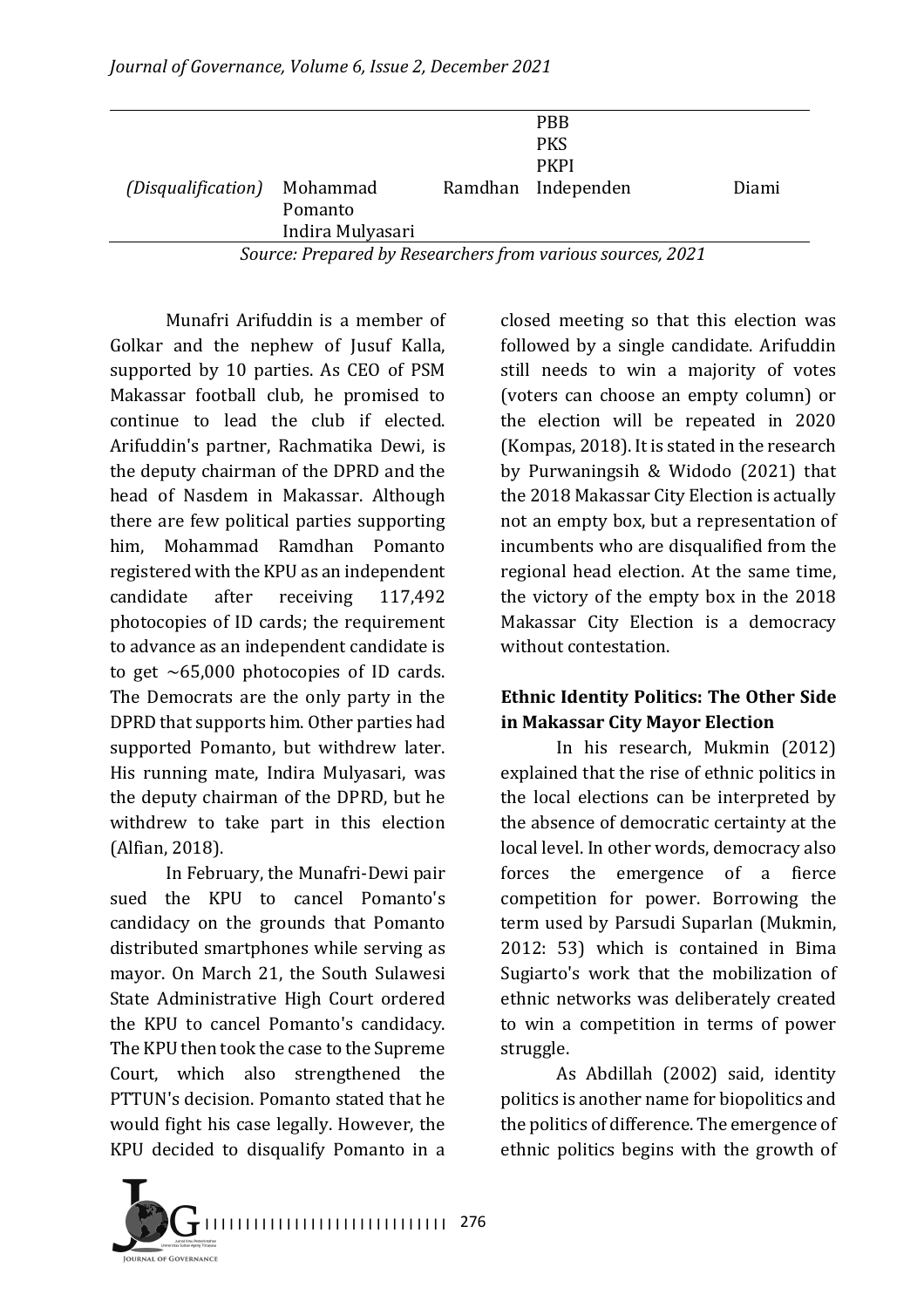| | | | |
|---|---|---|---|
| | | PBB<br>PKS<br>PKPI | |
| *(Disqualification)* | Mohammad Ramdhan Pomanto<br>Indira Mulyasari | Independen | Diami |

*Source: Prepared by Researchers from various sources, 2021*

Munafri Arifuddin is a member of Golkar and the nephew of Jusuf Kalla, supported by 10 parties. As CEO of PSM Makassar football club, he promised to continue to lead the club if elected. Arifuddin's partner, Rachmatika Dewi, is the deputy chairman of the DPRD and the head of Nasdem in Makassar. Although there are few political parties supporting him, Mohammad Ramdhan Pomanto registered with the KPU as an independent candidate after receiving 117,492 photocopies of ID cards; the requirement to advance as an independent candidate is to get ~65,000 photocopies of ID cards. The Democrats are the only party in the DPRD that supports him. Other parties had supported Pomanto, but withdrew later. His running mate, Indira Mulyasari, was the deputy chairman of the DPRD, but he withdrew to take part in this election (Alfian, 2018).

In February, the Munafri-Dewi pair sued the KPU to cancel Pomanto's candidacy on the grounds that Pomanto distributed smartphones while serving as mayor. On March 21, the South Sulawesi State Administrative High Court ordered the KPU to cancel Pomanto's candidacy. The KPU then took the case to the Supreme Court, which also strengthened the PTTUN's decision. Pomanto stated that he would fight his case legally. However, the KPU decided to disqualify Pomanto in a closed meeting so that this election was followed by a single candidate. Arifuddin still needs to win a majority of votes (voters can choose an empty column) or the election will be repeated in 2020 (Kompas, 2018). It is stated in the research by Purwaningsih & Widodo (2021) that the 2018 Makassar City Election is actually not an empty box, but a representation of incumbents who are disqualified from the regional head election. At the same time, the victory of the empty box in the 2018 Makassar City Election is a democracy without contestation.

### Ethnic Identity Politics: The Other Side in Makassar City Mayor Election

In his research, Mukmin (2012) explained that the rise of ethnic politics in the local elections can be interpreted by the absence of democratic certainty at the local level. In other words, democracy also forces the emergence of a fierce competition for power. Borrowing the term used by Parsudi Suparlan (Mukmin, 2012: 53) which is contained in Bima Sugiarto's work that the mobilization of ethnic networks was deliberately created to win a competition in terms of power struggle.

As Abdillah (2002) said, identity politics is another name for biopolitics and the politics of difference. The emergence of ethnic politics begins with the growth of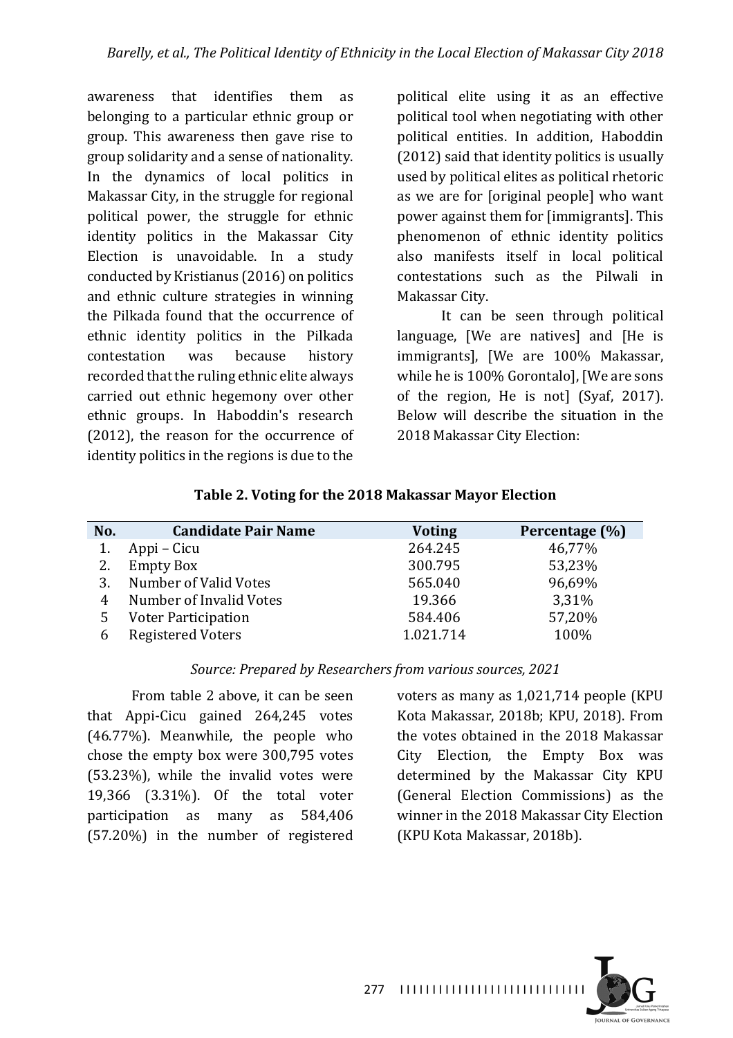awareness that identifies them as belonging to a particular ethnic group or group. This awareness then gave rise to group solidarity and a sense of nationality. In the dynamics of local politics in Makassar City, in the struggle for regional political power, the struggle for ethnic identity politics in the Makassar City Election is unavoidable. In a study conducted by Kristianus (2016) on politics and ethnic culture strategies in winning the Pilkada found that the occurrence of ethnic identity politics in the Pilkada contestation was because history recorded that the ruling ethnic elite always carried out ethnic hegemony over other ethnic groups. In Haboddin's research (2012), the reason for the occurrence of identity politics in the regions is due to the political elite using it as an effective political tool when negotiating with other political entities. In addition, Haboddin (2012) said that identity politics is usually used by political elites as political rhetoric as we are for [original people] who want power against them for [immigrants]. This phenomenon of ethnic identity politics also manifests itself in local political contestations such as the Pilwali in Makassar City.

It can be seen through political language, [We are natives] and [He is immigrants], [We are 100% Makassar, while he is 100% Gorontalo], [We are sons of the region, He is not] (Syaf, 2017). Below will describe the situation in the 2018 Makassar City Election:

**Table 2. Voting for the 2018 Makassar Mayor Election**

| No. | Candidate Pair Name | Voting | Percentage (%) |
|---|---|---|---|
| 1. | Appi – Cicu | 264.245 | 46,77% |
| 2. | Empty Box | 300.795 | 53,23% |
| 3. | Number of Valid Votes | 565.040 | 96,69% |
| 4 | Number of Invalid Votes | 19.366 | 3,31% |
| 5 | Voter Participation | 584.406 | 57,20% |
| 6 | Registered Voters | 1.021.714 | 100% |

*Source: Prepared by Researchers from various sources, 2021*

From table 2 above, it can be seen that Appi-Cicu gained 264,245 votes (46.77%). Meanwhile, the people who chose the empty box were 300,795 votes (53.23%), while the invalid votes were 19,366 (3.31%). Of the total voter participation as many as 584,406 (57.20%) in the number of registered voters as many as 1,021,714 people (KPU Kota Makassar, 2018b; KPU, 2018). From the votes obtained in the 2018 Makassar City Election, the Empty Box was determined by the Makassar City KPU (General Election Commissions) as the winner in the 2018 Makassar City Election (KPU Kota Makassar, 2018b).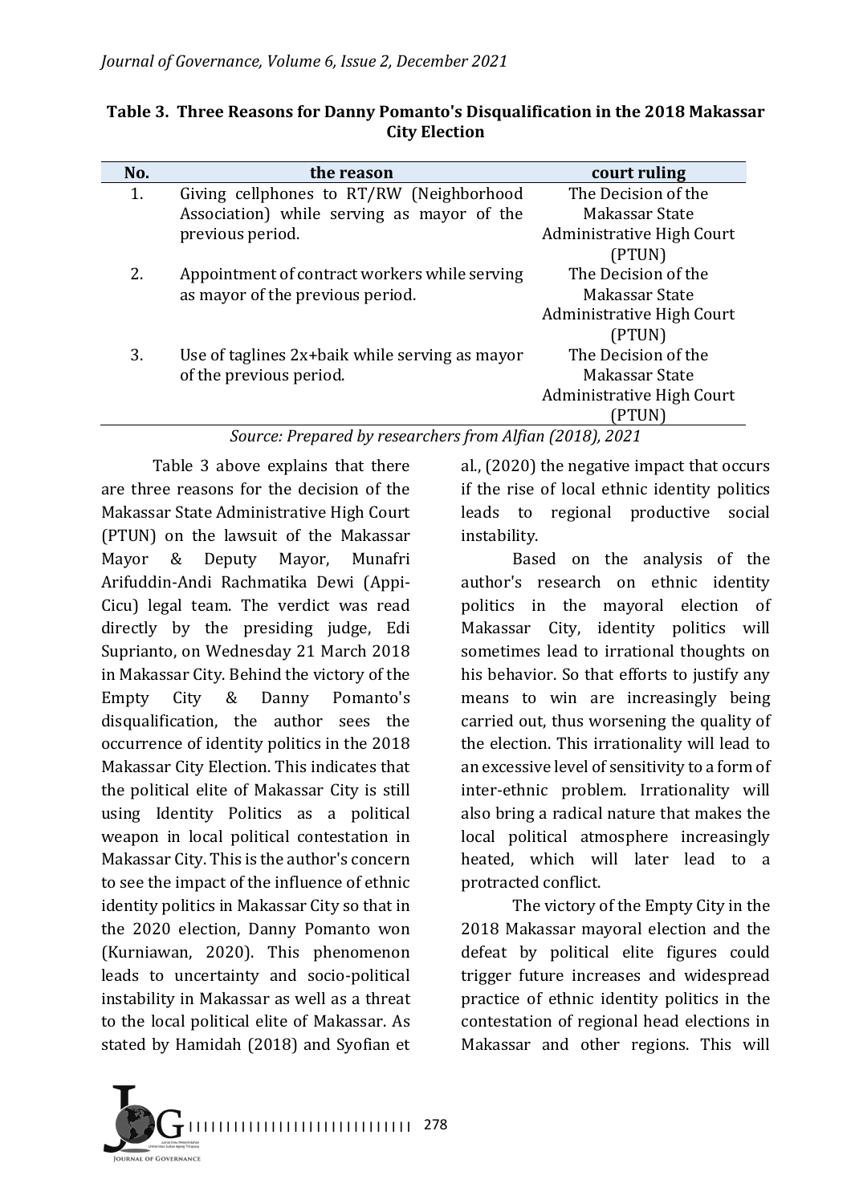**Table 3. Three Reasons for Danny Pomanto's Disqualification in the 2018 Makassar City Election**

| No. | the reason | court ruling |
|---|---|---|
| 1. | Giving cellphones to RT/RW (Neighborhood Association) while serving as mayor of the previous period. | The Decision of the Makassar State Administrative High Court (PTUN) |
| 2. | Appointment of contract workers while serving as mayor of the previous period. | The Decision of the Makassar State Administrative High Court (PTUN) |
| 3. | Use of taglines 2x+baik while serving as mayor of the previous period. | The Decision of the Makassar State Administrative High Court (PTUN) |

*Source: Prepared by researchers from Alfian (2018), 2021*

Table 3 above explains that there are three reasons for the decision of the Makassar State Administrative High Court (PTUN) on the lawsuit of the Makassar Mayor & Deputy Mayor, Munafri Arifuddin-Andi Rachmatika Dewi (Appi-Cicu) legal team. The verdict was read directly by the presiding judge, Edi Suprianto, on Wednesday 21 March 2018 in Makassar City. Behind the victory of the Empty City & Danny Pomanto's disqualification, the author sees the occurrence of identity politics in the 2018 Makassar City Election. This indicates that the political elite of Makassar City is still using Identity Politics as a political weapon in local political contestation in Makassar City. This is the author's concern to see the impact of the influence of ethnic identity politics in Makassar City so that in the 2020 election, Danny Pomanto won (Kurniawan, 2020). This phenomenon leads to uncertainty and socio-political instability in Makassar as well as a threat to the local political elite of Makassar. As stated by Hamidah (2018) and Syofian et al., (2020) the negative impact that occurs if the rise of local ethnic identity politics leads to regional productive social instability.

Based on the analysis of the author's research on ethnic identity politics in the mayoral election of Makassar City, identity politics will sometimes lead to irrational thoughts on his behavior. So that efforts to justify any means to win are increasingly being carried out, thus worsening the quality of the election. This irrationality will lead to an excessive level of sensitivity to a form of inter-ethnic problem. Irrationality will also bring a radical nature that makes the local political atmosphere increasingly heated, which will later lead to a protracted conflict.

The victory of the Empty City in the 2018 Makassar mayoral election and the defeat by political elite figures could trigger future increases and widespread practice of ethnic identity politics in the contestation of regional head elections in Makassar and other regions. This will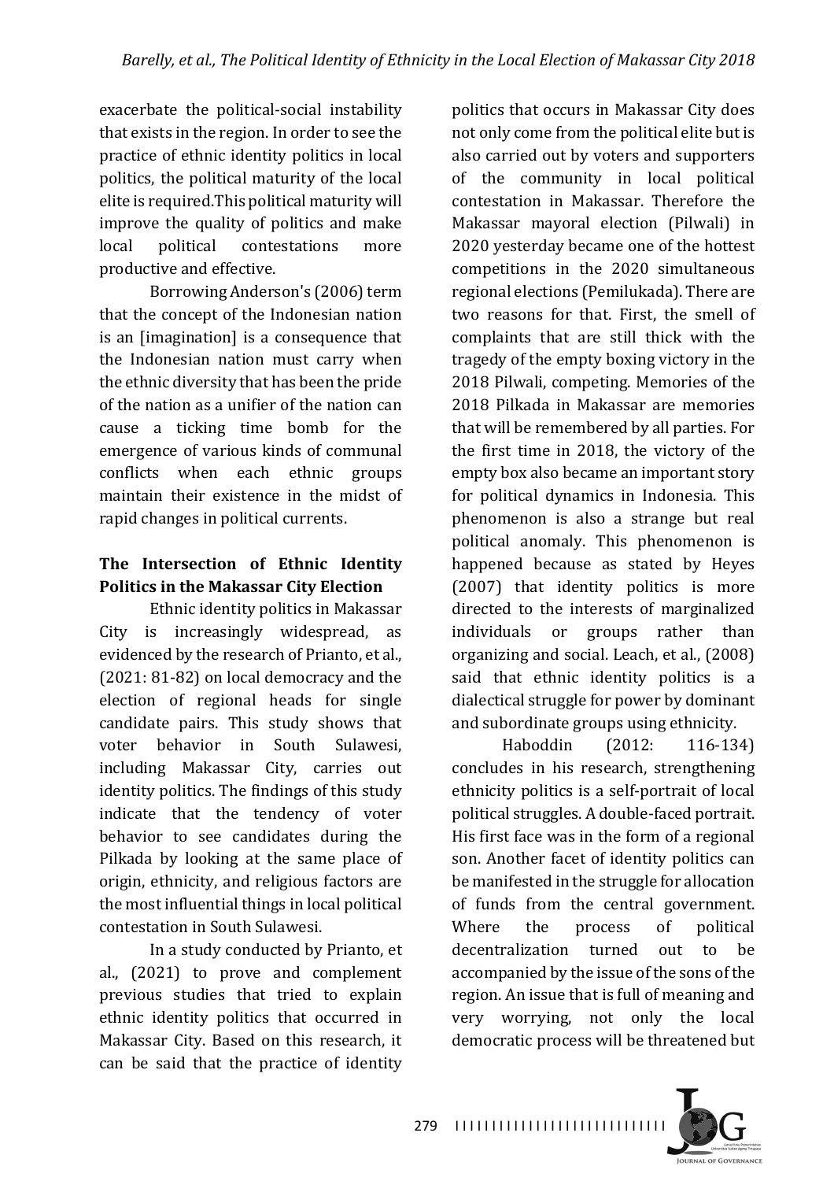exacerbate the political-social instability that exists in the region. In order to see the practice of ethnic identity politics in local politics, the political maturity of the local elite is required.This political maturity will improve the quality of politics and make local political contestations more productive and effective.

Borrowing Anderson's (2006) term that the concept of the Indonesian nation is an [imagination] is a consequence that the Indonesian nation must carry when the ethnic diversity that has been the pride of the nation as a unifier of the nation can cause a ticking time bomb for the emergence of various kinds of communal conflicts when each ethnic groups maintain their existence in the midst of rapid changes in political currents.

**The Intersection of Ethnic Identity Politics in the Makassar City Election**

Ethnic identity politics in Makassar City is increasingly widespread, as evidenced by the research of Prianto, et al., (2021: 81-82) on local democracy and the election of regional heads for single candidate pairs. This study shows that voter behavior in South Sulawesi, including Makassar City, carries out identity politics. The findings of this study indicate that the tendency of voter behavior to see candidates during the Pilkada by looking at the same place of origin, ethnicity, and religious factors are the most influential things in local political contestation in South Sulawesi.

In a study conducted by Prianto, et al., (2021) to prove and complement previous studies that tried to explain ethnic identity politics that occurred in Makassar City. Based on this research, it can be said that the practice of identity politics that occurs in Makassar City does not only come from the political elite but is also carried out by voters and supporters of the community in local political contestation in Makassar. Therefore the Makassar mayoral election (Pilwali) in 2020 yesterday became one of the hottest competitions in the 2020 simultaneous regional elections (Pemilukada). There are two reasons for that. First, the smell of complaints that are still thick with the tragedy of the empty boxing victory in the 2018 Pilwali, competing. Memories of the 2018 Pilkada in Makassar are memories that will be remembered by all parties. For the first time in 2018, the victory of the empty box also became an important story for political dynamics in Indonesia. This phenomenon is also a strange but real political anomaly. This phenomenon is happened because as stated by Heyes (2007) that identity politics is more directed to the interests of marginalized individuals or groups rather than organizing and social. Leach, et al., (2008) said that ethnic identity politics is a dialectical struggle for power by dominant and subordinate groups using ethnicity.

Haboddin (2012: 116-134) concludes in his research, strengthening ethnicity politics is a self-portrait of local political struggles. A double-faced portrait. His first face was in the form of a regional son. Another facet of identity politics can be manifested in the struggle for allocation of funds from the central government. Where the process of political decentralization turned out to be accompanied by the issue of the sons of the region. An issue that is full of meaning and very worrying, not only the local democratic process will be threatened but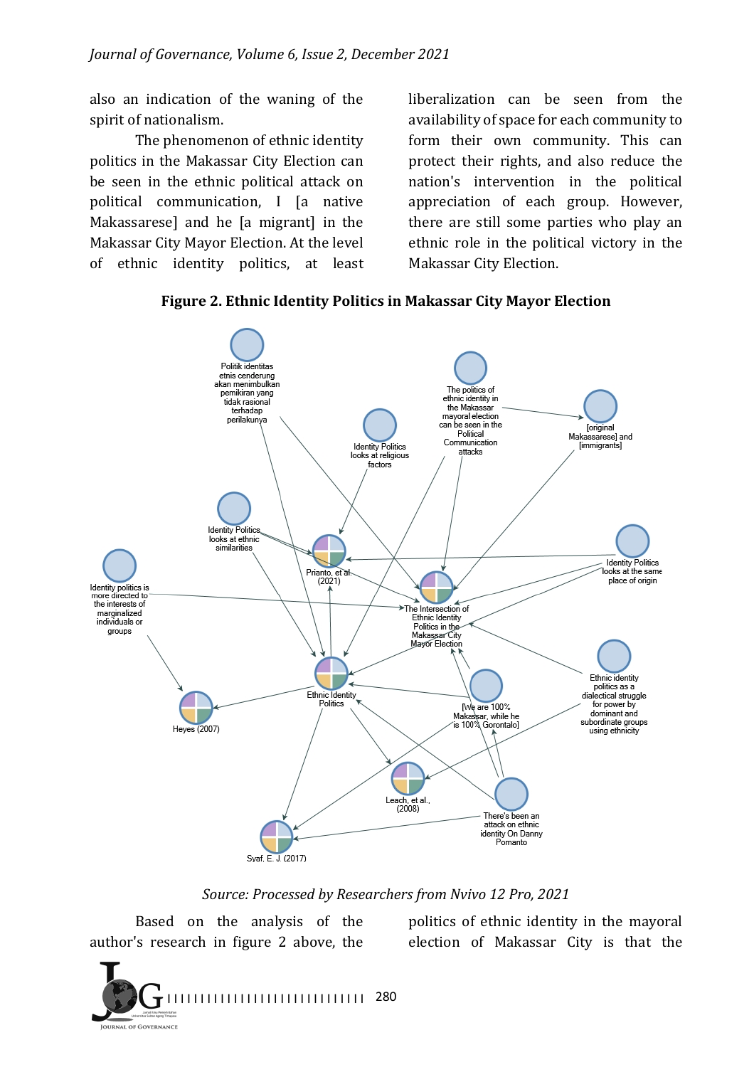also an indication of the waning of the spirit of nationalism.

The phenomenon of ethnic identity politics in the Makassar City Election can be seen in the ethnic political attack on political communication, I [a native Makassarese] and he [a migrant] in the Makassar City Mayor Election. At the level of ethnic identity politics, at least liberalization can be seen from the availability of space for each community to form their own community. This can protect their rights, and also reduce the nation's intervention in the political appreciation of each group. However, there are still some parties who play an ethnic role in the political victory in the Makassar City Election.

**Figure 2. Ethnic Identity Politics in Makassar City Mayor Election**

Politik identitas etnis cenderung akan menimbulkan pemikiran yang tidak rasional terhadap perilakunya

The politics of ethnic identity in the Makassar mayoral election can be seen in the Political Communication attacks

[original Makassarese] and [immigrants]

Identity Politics looks at religious factors

Identity Politics looks at ethnic similarities

Prianto, et al. (2021)

Identity Politics looks at the same place of origin

Identity politics is more directed to the interests of marginalized individuals or groups

The Intersection of Ethnic Identity Politics in the Makassar City Mayor Election

Ethnic identity politics as a dialectical struggle for power by dominant and subordinate groups using ethnicity

Ethnic Identity Politics

Heyes (2007)

[We are 100% Makassar, while he is 100% Gorontalo]

Leach, et al., (2008)

There's been an attack on ethnic identity On Danny Pomanto

Syaf, E. J. (2017)

*Source: Processed by Researchers from Nvivo 12 Pro, 2021*

Based on the analysis of the author's research in figure 2 above, the politics of ethnic identity in the mayoral election of Makassar City is that the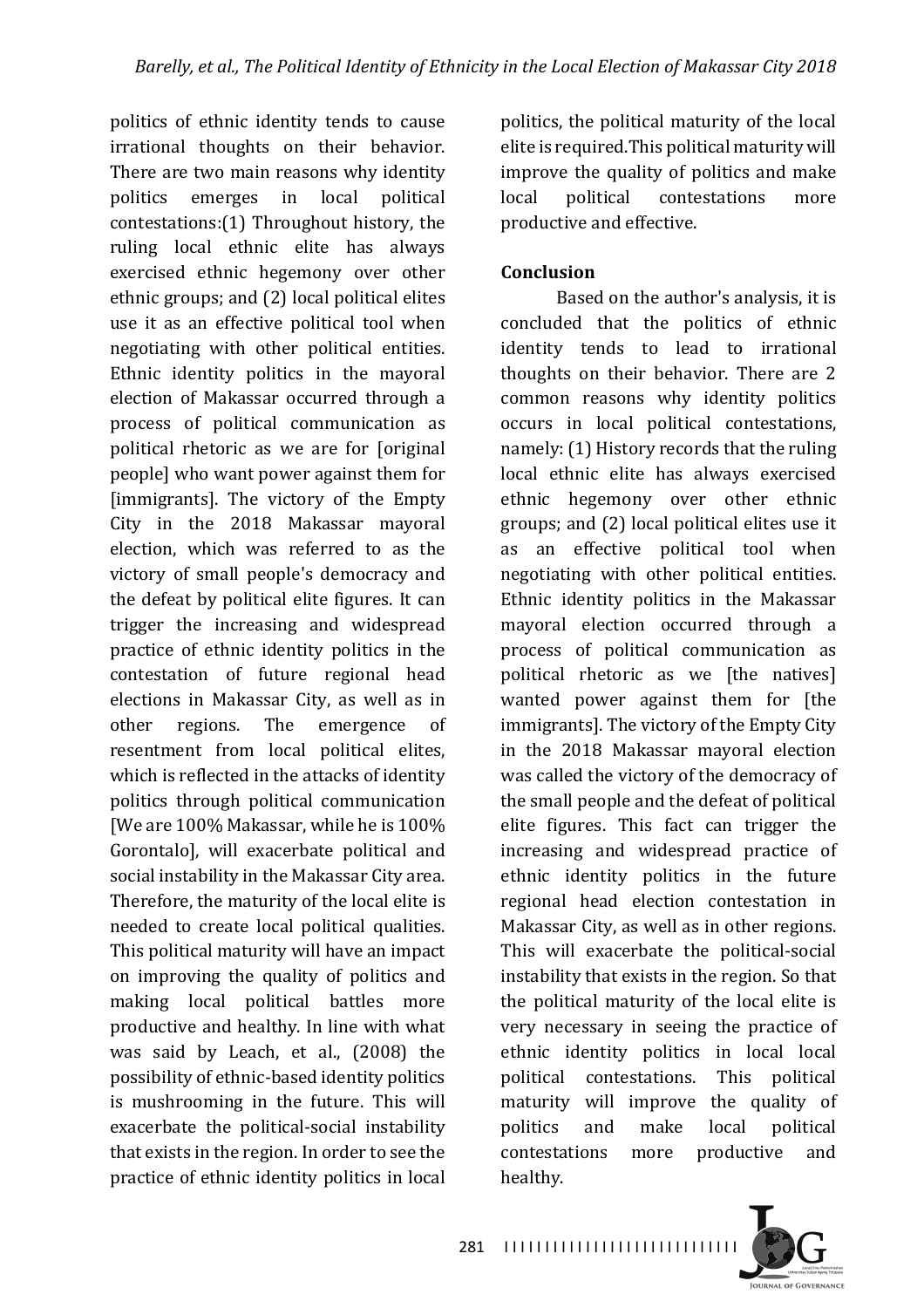politics of ethnic identity tends to cause irrational thoughts on their behavior. There are two main reasons why identity politics emerges in local political contestations:(1) Throughout history, the ruling local ethnic elite has always exercised ethnic hegemony over other ethnic groups; and (2) local political elites use it as an effective political tool when negotiating with other political entities. Ethnic identity politics in the mayoral election of Makassar occurred through a process of political communication as political rhetoric as we are for [original people] who want power against them for [immigrants]. The victory of the Empty City in the 2018 Makassar mayoral election, which was referred to as the victory of small people's democracy and the defeat by political elite figures. It can trigger the increasing and widespread practice of ethnic identity politics in the contestation of future regional head elections in Makassar City, as well as in other regions. The emergence of resentment from local political elites, which is reflected in the attacks of identity politics through political communication [We are 100% Makassar, while he is 100% Gorontalo], will exacerbate political and social instability in the Makassar City area. Therefore, the maturity of the local elite is needed to create local political qualities. This political maturity will have an impact on improving the quality of politics and making local political battles more productive and healthy. In line with what was said by Leach, et al., (2008) the possibility of ethnic-based identity politics is mushrooming in the future. This will exacerbate the political-social instability that exists in the region. In order to see the practice of ethnic identity politics in local politics, the political maturity of the local elite is required.This political maturity will improve the quality of politics and make local political contestations more productive and effective.

## Conclusion

Based on the author's analysis, it is concluded that the politics of ethnic identity tends to lead to irrational thoughts on their behavior. There are 2 common reasons why identity politics occurs in local political contestations, namely: (1) History records that the ruling local ethnic elite has always exercised ethnic hegemony over other ethnic groups; and (2) local political elites use it as an effective political tool when negotiating with other political entities. Ethnic identity politics in the Makassar mayoral election occurred through a process of political communication as political rhetoric as we [the natives] wanted power against them for [the immigrants]. The victory of the Empty City in the 2018 Makassar mayoral election was called the victory of the democracy of the small people and the defeat of political elite figures. This fact can trigger the increasing and widespread practice of ethnic identity politics in the future regional head election contestation in Makassar City, as well as in other regions. This will exacerbate the political-social instability that exists in the region. So that the political maturity of the local elite is very necessary in seeing the practice of ethnic identity politics in local local political contestations. This political maturity will improve the quality of politics and make local political contestations more productive and healthy.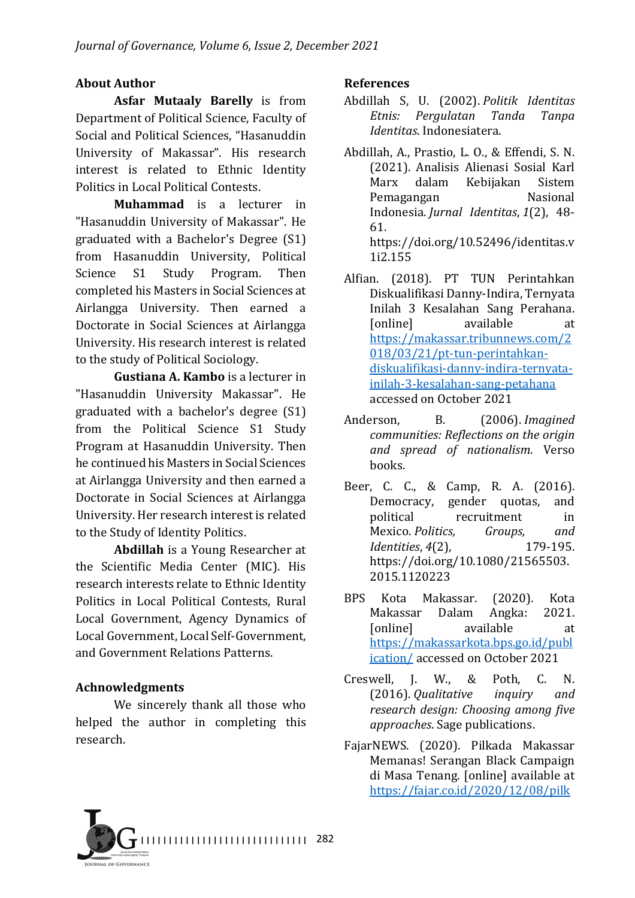## About Author

**Asfar Mutaaly Barelly** is from Department of Political Science, Faculty of Social and Political Sciences, "Hasanuddin University of Makassar". His research interest is related to Ethnic Identity Politics in Local Political Contests.

**Muhammad** is a lecturer in "Hasanuddin University of Makassar". He graduated with a Bachelor's Degree (S1) from Hasanuddin University, Political Science S1 Study Program. Then completed his Masters in Social Sciences at Airlangga University. Then earned a Doctorate in Social Sciences at Airlangga University. His research interest is related to the study of Political Sociology.

**Gustiana A. Kambo** is a lecturer in "Hasanuddin University Makassar". He graduated with a bachelor's degree (S1) from the Political Science S1 Study Program at Hasanuddin University. Then he continued his Masters in Social Sciences at Airlangga University and then earned a Doctorate in Social Sciences at Airlangga University. Her research interest is related to the Study of Identity Politics.

**Abdillah** is a Young Researcher at the Scientific Media Center (MIC). His research interests relate to Ethnic Identity Politics in Local Political Contests, Rural Local Government, Agency Dynamics of Local Government, Local Self-Government, and Government Relations Patterns.

## Achnowledgments

We sincerely thank all those who helped the author in completing this research.

## References

Abdillah S, U. (2002). *Politik Identitas Etnis: Pergulatan Tanda Tanpa Identitas*. Indonesiatera.

Abdillah, A., Prastio, L. O., & Effendi, S. N. (2021). Analisis Alienasi Sosial Karl Marx dalam Kebijakan Sistem Pemagangan Nasional Indonesia. *Jurnal Identitas*, *1*(2), 48-61. https://doi.org/10.52496/identitas.v1i2.155

Alfian. (2018). PT TUN Perintahkan Diskualifikasi Danny-Indira, Ternyata Inilah 3 Kesalahan Sang Perahana. [online] available at https://makassar.tribunnews.com/2018/03/21/pt-tun-perintahkan-diskualifikasi-danny-indira-ternyata-inilah-3-kesalahan-sang-petahana accessed on October 2021

Anderson, B. (2006). *Imagined communities: Reflections on the origin and spread of nationalism*. Verso books.

Beer, C. C., & Camp, R. A. (2016). Democracy, gender quotas, and political recruitment in Mexico. *Politics, Groups, and Identities*, *4*(2), 179-195. https://doi.org/10.1080/21565503.2015.1120223

BPS Kota Makassar. (2020). Kota Makassar Dalam Angka: 2021. [online] available at https://makassarkota.bps.go.id/publication/ accessed on October 2021

Creswell, J. W., & Poth, C. N. (2016). *Qualitative inquiry and research design: Choosing among five approaches*. Sage publications.

FajarNEWS. (2020). Pilkada Makassar Memanas! Serangan Black Campaign di Masa Tenang. [online] available at https://fajar.co.id/2020/12/08/pilk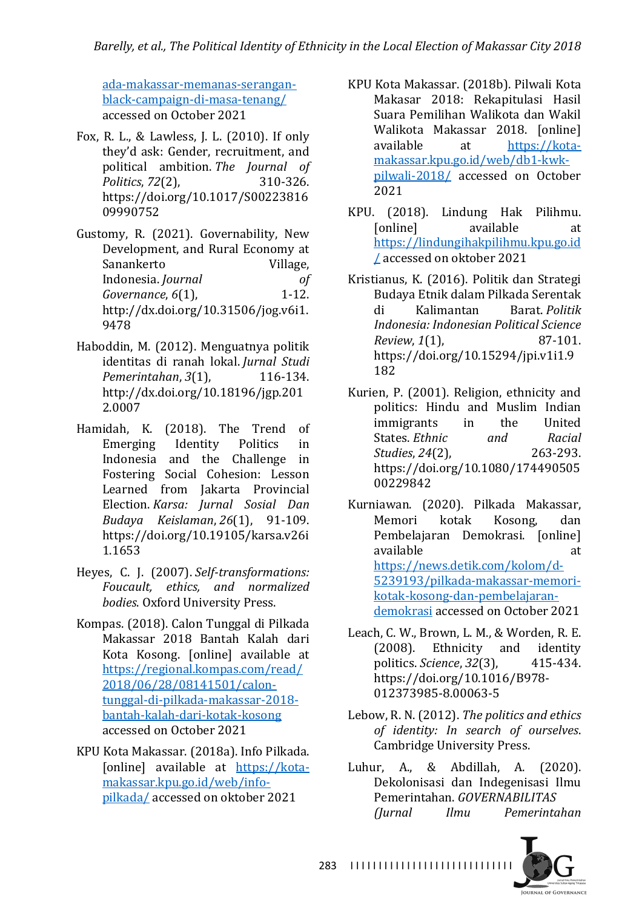ada-makassar-memanas-serangan-black-campaign-di-masa-tenang/ accessed on October 2021

Fox, R. L., & Lawless, J. L. (2010). If only they'd ask: Gender, recruitment, and political ambition. *The Journal of Politics*, *72*(2), 310-326. https://doi.org/10.1017/S0022381609990752

Gustomy, R. (2021). Governability, New Development, and Rural Economy at Sanankerto Village, Indonesia. *Journal of Governance*, *6*(1), 1-12. http://dx.doi.org/10.31506/jog.v6i1.9478

Haboddin, M. (2012). Menguatnya politik identitas di ranah lokal. *Jurnal Studi Pemerintahan*, *3*(1), 116-134. http://dx.doi.org/10.18196/jgp.2012.0007

Hamidah, K. (2018). The Trend of Emerging Identity Politics in Indonesia and the Challenge in Fostering Social Cohesion: Lesson Learned from Jakarta Provincial Election. *Karsa: Jurnal Sosial Dan Budaya Keislaman*, *26*(1), 91-109. https://doi.org/10.19105/karsa.v26i1.1653

Heyes, C. J. (2007). *Self-transformations: Foucault, ethics, and normalized bodies*. Oxford University Press.

Kompas. (2018). Calon Tunggal di Pilkada Makassar 2018 Bantah Kalah dari Kota Kosong. [online] available at https://regional.kompas.com/read/2018/06/28/08141501/calon-tunggal-di-pilkada-makassar-2018-bantah-kalah-dari-kotak-kosong accessed on October 2021

KPU Kota Makassar. (2018a). Info Pilkada. [online] available at https://kota-makassar.kpu.go.id/web/info-pilkada/ accessed on oktober 2021

KPU Kota Makassar. (2018b). Pilwali Kota Makasar 2018: Rekapitulasi Hasil Suara Pemilihan Walikota dan Wakil Walikota Makassar 2018. [online] available at https://kota-makassar.kpu.go.id/web/db1-kwk-pilwali-2018/ accessed on October 2021

KPU. (2018). Lindung Hak Pilihmu. [online] available at https://lindungihakpilihmu.kpu.go.id/ accessed on oktober 2021

Kristianus, K. (2016). Politik dan Strategi Budaya Etnik dalam Pilkada Serentak di Kalimantan Barat. *Politik Indonesia: Indonesian Political Science Review*, *1*(1), 87-101. https://doi.org/10.15294/jpi.v1i1.9182

Kurien, P. (2001). Religion, ethnicity and politics: Hindu and Muslim Indian immigrants in the United States. *Ethnic and Racial Studies*, *24*(2), 263-293. https://doi.org/10.1080/01419870020023427 

Kurniawan. (2020). Pilkada Makassar, Memori kotak Kosong, dan Pembelajaran Demokrasi. [online] available at https://news.detik.com/kolom/d-5239193/pilkada-makassar-memori-kotak-kosong-dan-pembelajaran-demokrasi accessed on October 2021

Leach, C. W., Brown, L. M., & Worden, R. E. (2008). Ethnicity and identity politics. *Science*, *32*(3), 415-434. https://doi.org/10.1016/B978-012373985-8.00063-5

Lebow, R. N. (2012). *The politics and ethics of identity: In search of ourselves*. Cambridge University Press.

Luhur, A., & Abdillah, A. (2020). Dekolonisasi dan Indegenisasi Ilmu Pemerintahan. *GOVERNABILITAS (Jurnal Ilmu Pemerintahan*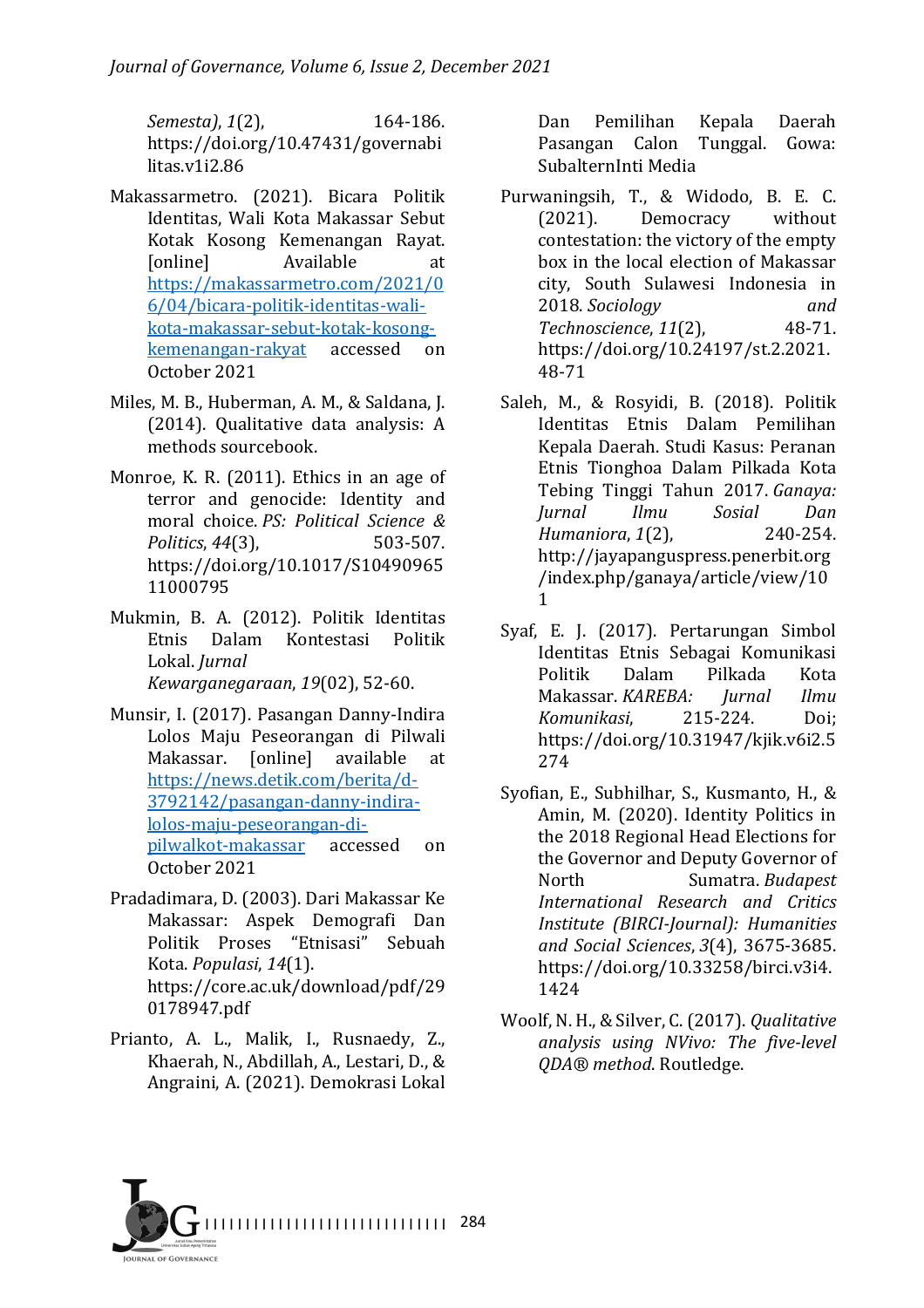*Semesta)*, *1*(2), 164-186. https://doi.org/10.47431/governabilitas.v1i2.86

Makassarmetro. (2021). Bicara Politik Identitas, Wali Kota Makassar Sebut Kotak Kosong Kemenangan Rakyat. [online] Available at https://makassarmetro.com/2021/06/04/bicara-politik-identitas-wali-kota-makassar-sebut-kotak-kosong-kemenangan-rakyat accessed on October 2021

Miles, M. B., Huberman, A. M., & Saldana, J. (2014). Qualitative data analysis: A methods sourcebook.

Monroe, K. R. (2011). Ethics in an age of terror and genocide: Identity and moral choice. *PS: Political Science & Politics*, *44*(3), 503-507. https://doi.org/10.1017/S1049096511000795

Mukmin, B. A. (2012). Politik Identitas Etnis Dalam Kontestasi Politik Lokal. *Jurnal Kewarganegaraan*, *19*(02), 52-60.

Munsir, I. (2017). Pasangan Danny-Indira Lolos Maju Peseorangan di Pilwali Makassar. [online] available at https://news.detik.com/berita/d-3792142/pasangan-danny-indira-lolos-maju-peseorangan-di-pilwalkot-makassar accessed on October 2021

Pradadimara, D. (2003). Dari Makassar Ke Makassar: Aspek Demografi Dan Politik Proses "Etnisasi" Sebuah Kota. *Populasi*, *14*(1). https://core.ac.uk/download/pdf/290178947.pdf

Prianto, A. L., Malik, I., Rusnaedy, Z., Khaerah, N., Abdillah, A., Lestari, D., & Angraini, A. (2021). Demokrasi Lokal Dan Pemilihan Kepala Daerah Pasangan Calon Tunggal. Gowa: SubalternInti Media

Purwaningsih, T., & Widodo, B. E. C. (2021). Democracy without contestation: the victory of the empty box in the local election of Makassar city, South Sulawesi Indonesia in 2018. *Sociology and Technoscience*, *11*(2), 48-71. https://doi.org/10.24197/st.2.2021.48-71

Saleh, M., & Rosyidi, B. (2018). Politik Identitas Etnis Dalam Pemilihan Kepala Daerah. Studi Kasus: Peranan Etnis Tionghoa Dalam Pilkada Kota Tebing Tinggi Tahun 2017. *Ganaya: Jurnal Ilmu Sosial Dan Humaniora*, *1*(2), 240-254. http://jayapanguspress.penerbit.org/index.php/ganaya/article/view/101

Syaf, E. J. (2017). Pertarungan Simbol Identitas Etnis Sebagai Komunikasi Politik Dalam Pilkada Kota Makassar. *KAREBA: Jurnal Ilmu Komunikasi*, 215-224. Doi; https://doi.org/10.31947/kjik.v6i2.5274

Syofian, E., Subhilhar, S., Kusmanto, H., & Amin, M. (2020). Identity Politics in the 2018 Regional Head Elections for the Governor and Deputy Governor of North Sumatra. *Budapest International Research and Critics Institute (BIRCI-Journal): Humanities and Social Sciences*, *3*(4), 3675-3685. https://doi.org/10.33258/birci.v3i4.1424

Woolf, N. H., & Silver, C. (2017). *Qualitative analysis using NVivo: The five-level QDA® method*. Routledge.